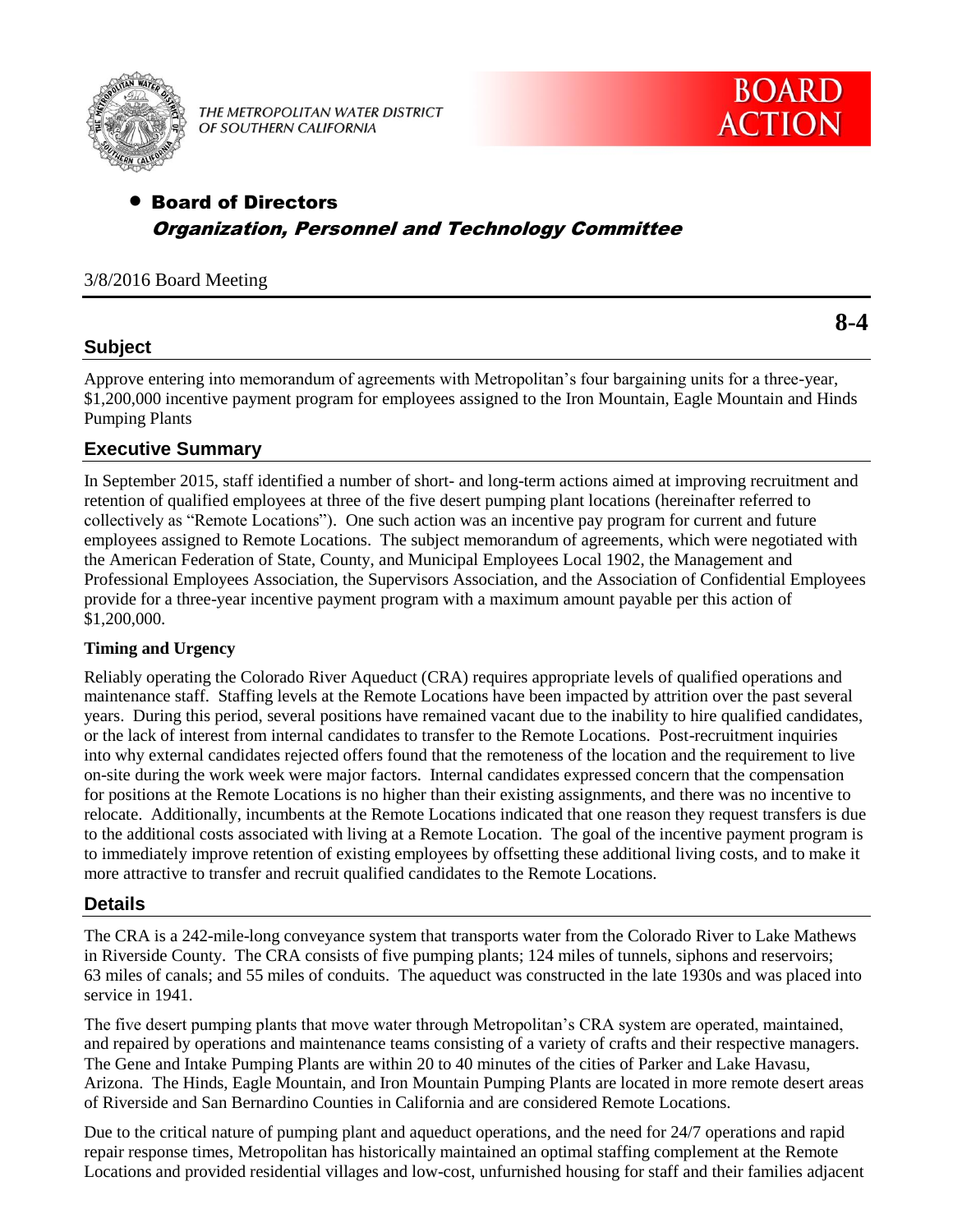THE METROPOLITAN WATER DISTRICT OF SOUTHERN CALIFORNIA

**BOARD ACTION**

- **Board of Directors**
  ***Organization, Personnel and Technology Committee***

3/8/2016 Board Meeting

**8-4**

## Subject

Approve entering into memorandum of agreements with Metropolitan's four bargaining units for a three-year, $1,200,000 incentive payment program for employees assigned to the Iron Mountain, Eagle Mountain and Hinds Pumping Plants

## Executive Summary

In September 2015, staff identified a number of short- and long-term actions aimed at improving recruitment and retention of qualified employees at three of the five desert pumping plant locations (hereinafter referred to collectively as "Remote Locations"). One such action was an incentive pay program for current and future employees assigned to Remote Locations. The subject memorandum of agreements, which were negotiated with the American Federation of State, County, and Municipal Employees Local 1902, the Management and Professional Employees Association, the Supervisors Association, and the Association of Confidential Employees provide for a three-year incentive payment program with a maximum amount payable per this action of $1,200,000.

### Timing and Urgency

Reliably operating the Colorado River Aqueduct (CRA) requires appropriate levels of qualified operations and maintenance staff. Staffing levels at the Remote Locations have been impacted by attrition over the past several years. During this period, several positions have remained vacant due to the inability to hire qualified candidates, or the lack of interest from internal candidates to transfer to the Remote Locations. Post-recruitment inquiries into why external candidates rejected offers found that the remoteness of the location and the requirement to live on-site during the work week were major factors. Internal candidates expressed concern that the compensation for positions at the Remote Locations is no higher than their existing assignments, and there was no incentive to relocate. Additionally, incumbents at the Remote Locations indicated that one reason they request transfers is due to the additional costs associated with living at a Remote Location. The goal of the incentive payment program is to immediately improve retention of existing employees by offsetting these additional living costs, and to make it more attractive to transfer and recruit qualified candidates to the Remote Locations.

## Details

The CRA is a 242-mile-long conveyance system that transports water from the Colorado River to Lake Mathews in Riverside County. The CRA consists of five pumping plants; 124 miles of tunnels, siphons and reservoirs; 63 miles of canals; and 55 miles of conduits. The aqueduct was constructed in the late 1930s and was placed into service in 1941.

The five desert pumping plants that move water through Metropolitan's CRA system are operated, maintained, and repaired by operations and maintenance teams consisting of a variety of crafts and their respective managers. The Gene and Intake Pumping Plants are within 20 to 40 minutes of the cities of Parker and Lake Havasu, Arizona. The Hinds, Eagle Mountain, and Iron Mountain Pumping Plants are located in more remote desert areas of Riverside and San Bernardino Counties in California and are considered Remote Locations.

Due to the critical nature of pumping plant and aqueduct operations, and the need for 24/7 operations and rapid repair response times, Metropolitan has historically maintained an optimal staffing complement at the Remote Locations and provided residential villages and low-cost, unfurnished housing for staff and their families adjacent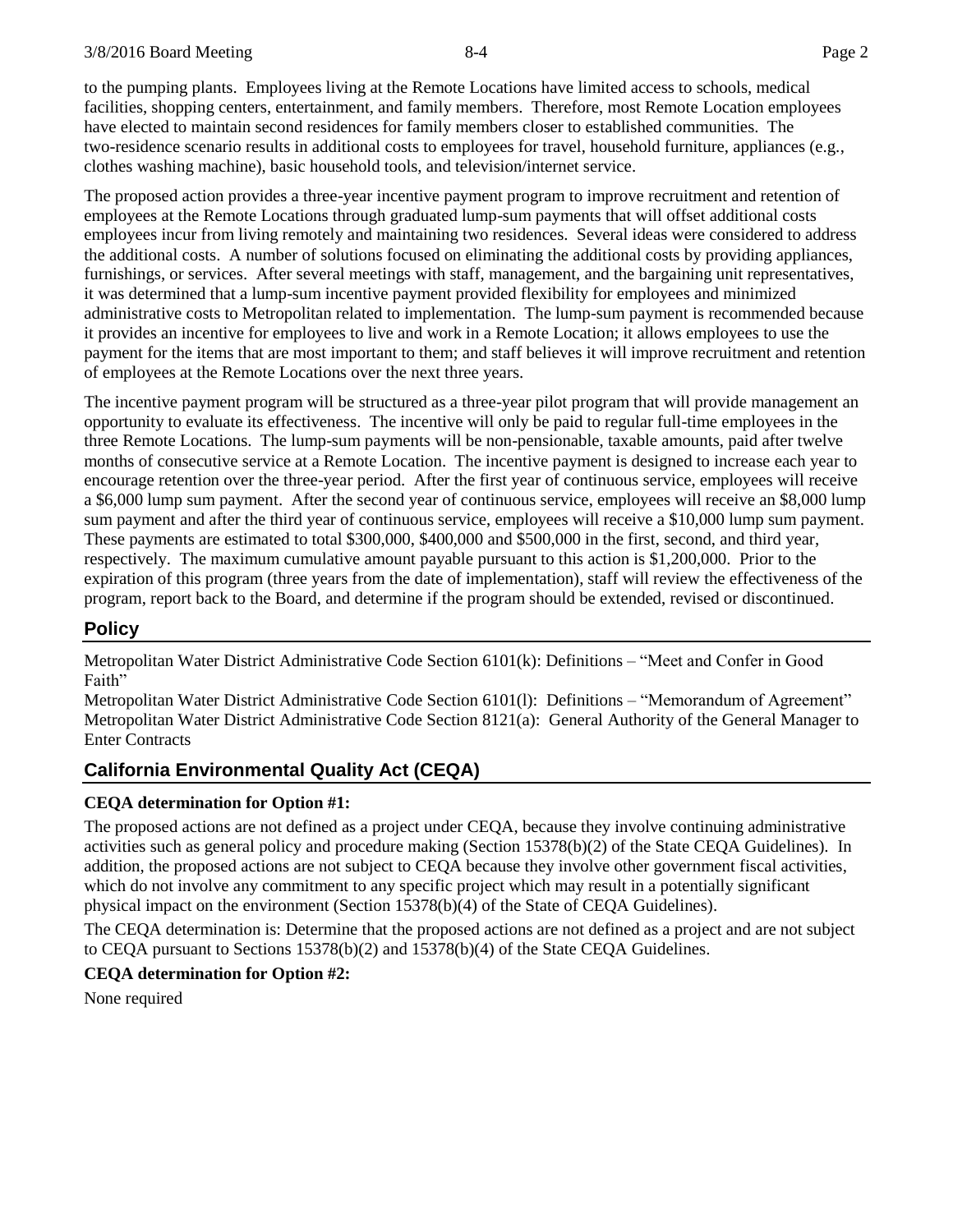to the pumping plants. Employees living at the Remote Locations have limited access to schools, medical facilities, shopping centers, entertainment, and family members. Therefore, most Remote Location employees have elected to maintain second residences for family members closer to established communities. The two-residence scenario results in additional costs to employees for travel, household furniture, appliances (e.g., clothes washing machine), basic household tools, and television/internet service.

The proposed action provides a three-year incentive payment program to improve recruitment and retention of employees at the Remote Locations through graduated lump-sum payments that will offset additional costs employees incur from living remotely and maintaining two residences. Several ideas were considered to address the additional costs. A number of solutions focused on eliminating the additional costs by providing appliances, furnishings, or services. After several meetings with staff, management, and the bargaining unit representatives, it was determined that a lump-sum incentive payment provided flexibility for employees and minimized administrative costs to Metropolitan related to implementation. The lump-sum payment is recommended because it provides an incentive for employees to live and work in a Remote Location; it allows employees to use the payment for the items that are most important to them; and staff believes it will improve recruitment and retention of employees at the Remote Locations over the next three years.

The incentive payment program will be structured as a three-year pilot program that will provide management an opportunity to evaluate its effectiveness. The incentive will only be paid to regular full-time employees in the three Remote Locations. The lump-sum payments will be non-pensionable, taxable amounts, paid after twelve months of consecutive service at a Remote Location. The incentive payment is designed to increase each year to encourage retention over the three-year period. After the first year of continuous service, employees will receive a $6,000 lump sum payment. After the second year of continuous service, employees will receive an $8,000 lump sum payment and after the third year of continuous service, employees will receive a $10,000 lump sum payment. These payments are estimated to total $300,000, $400,000 and $500,000 in the first, second, and third year, respectively. The maximum cumulative amount payable pursuant to this action is $1,200,000. Prior to the expiration of this program (three years from the date of implementation), staff will review the effectiveness of the program, report back to the Board, and determine if the program should be extended, revised or discontinued.

## Policy

Metropolitan Water District Administrative Code Section 6101(k): Definitions – "Meet and Confer in Good Faith"

Metropolitan Water District Administrative Code Section 6101(l): Definitions – "Memorandum of Agreement"

Metropolitan Water District Administrative Code Section 8121(a): General Authority of the General Manager to Enter Contracts

## California Environmental Quality Act (CEQA)

**CEQA determination for Option #1:**

The proposed actions are not defined as a project under CEQA, because they involve continuing administrative activities such as general policy and procedure making (Section 15378(b)(2) of the State CEQA Guidelines). In addition, the proposed actions are not subject to CEQA because they involve other government fiscal activities, which do not involve any commitment to any specific project which may result in a potentially significant physical impact on the environment (Section 15378(b)(4) of the State of CEQA Guidelines).

The CEQA determination is: Determine that the proposed actions are not defined as a project and are not subject to CEQA pursuant to Sections 15378(b)(2) and 15378(b)(4) of the State CEQA Guidelines.

**CEQA determination for Option #2:**

None required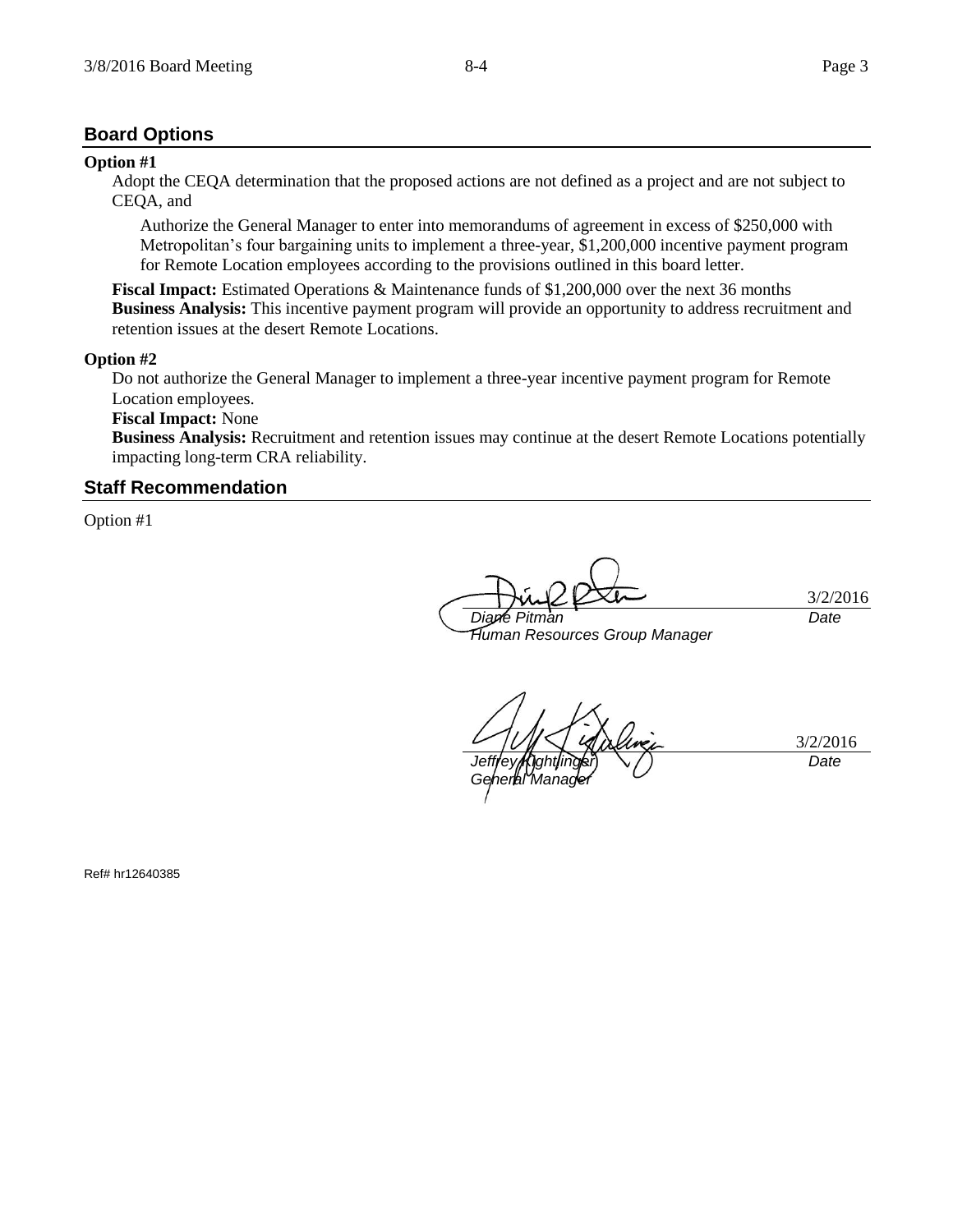## Board Options

**Option #1**

Adopt the CEQA determination that the proposed actions are not defined as a project and are not subject to CEQA, and

Authorize the General Manager to enter into memorandums of agreement in excess of $250,000 with Metropolitan's four bargaining units to implement a three-year, $1,200,000 incentive payment program for Remote Location employees according to the provisions outlined in this board letter.

**Fiscal Impact:** Estimated Operations & Maintenance funds of $1,200,000 over the next 36 months
**Business Analysis:** This incentive payment program will provide an opportunity to address recruitment and retention issues at the desert Remote Locations.

**Option #2**

Do not authorize the General Manager to implement a three-year incentive payment program for Remote Location employees.
**Fiscal Impact:** None
**Business Analysis:** Recruitment and retention issues may continue at the desert Remote Locations potentially impacting long-term CRA reliability.

## Staff Recommendation

Option #1

3/2/2016

*Diane Pitman* — *Date*
*Human Resources Group Manager*

3/2/2016

*Jeffrey Kightlinger* — *Date*
*General Manager*

Ref# hr12640385